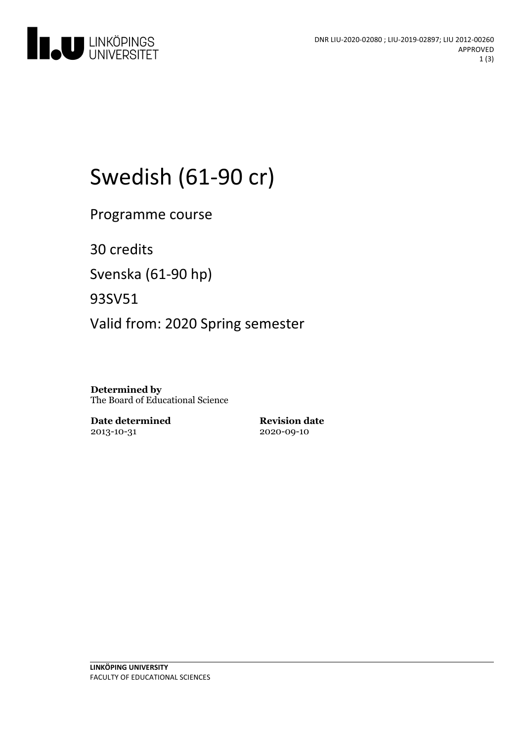DNR LIU-2020-02080 ; LIU-2019-02897; LIU 2012-00260
APPROVED

# Swedish (61-90 cr)

Programme course

30 credits

Svenska (61-90 hp)

93SV51

Valid from: 2020 Spring semester

**Determined by**
The Board of Educational Science

**Date determined**
2013-10-31

**Revision date**
2020-09-10

**LINKÖPING UNIVERSITY**
FACULTY OF EDUCATIONAL SCIENCES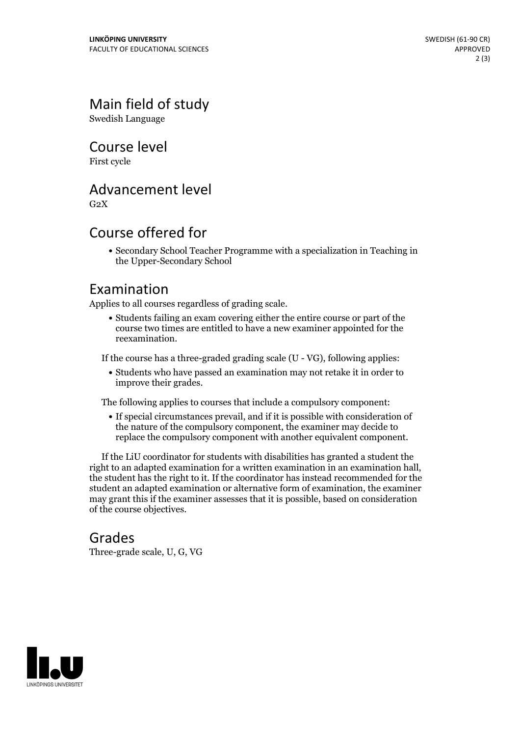## Main field of study

Swedish Language

## Course level

First cycle

## Advancement level

G2X

## Course offered for

- Secondary School Teacher Programme with a specialization in Teaching in the Upper-Secondary School

## Examination

Applies to all courses regardless of grading scale.

- Students failing an exam covering either the entire course or part of the course two times are entitled to have a new examiner appointed for the reexamination.

If the course has a three-graded grading scale (U - VG), following applies:

- Students who have passed an examination may not retake it in order to improve their grades.

The following applies to courses that include a compulsory component:

- If special circumstances prevail, and if it is possible with consideration of the nature of the compulsory component, the examiner may decide to replace the compulsory component with another equivalent component.

If the LiU coordinator for students with disabilities has granted a student the right to an adapted examination for a written examination in an examination hall, the student has the right to it. If the coordinator has instead recommended for the student an adapted examination or alternative form of examination, the examiner may grant this if the examiner assesses that it is possible, based on consideration of the course objectives.

## Grades

Three-grade scale, U, G, VG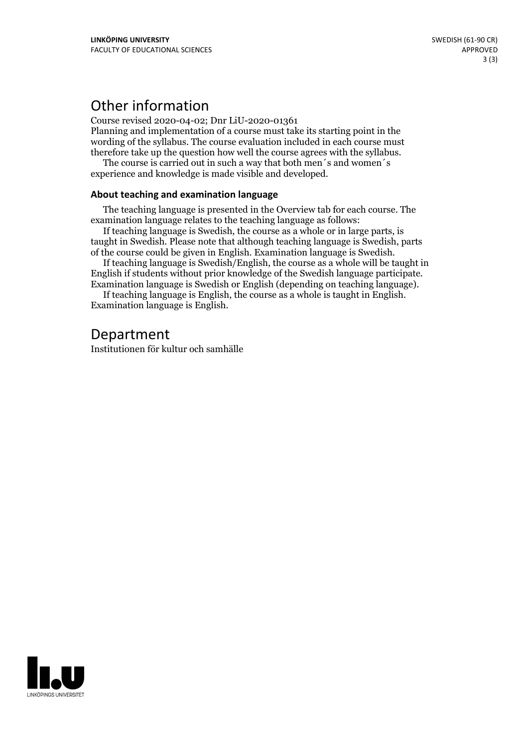# Other information

Course revised 2020-04-02; Dnr LiU-2020-01361

Planning and implementation of a course must take its starting point in the wording of the syllabus. The course evaluation included in each course must therefore take up the question how well the course agrees with the syllabus.

The course is carried out in such a way that both men´s and women´s experience and knowledge is made visible and developed.

### About teaching and examination language

The teaching language is presented in the Overview tab for each course. The examination language relates to the teaching language as follows:

If teaching language is Swedish, the course as a whole or in large parts, is taught in Swedish. Please note that although teaching language is Swedish, parts of the course could be given in English. Examination language is Swedish.

If teaching language is Swedish/English, the course as a whole will be taught in English if students without prior knowledge of the Swedish language participate. Examination language is Swedish or English (depending on teaching language).

If teaching language is English, the course as a whole is taught in English. Examination language is English.

# Department

Institutionen för kultur och samhälle